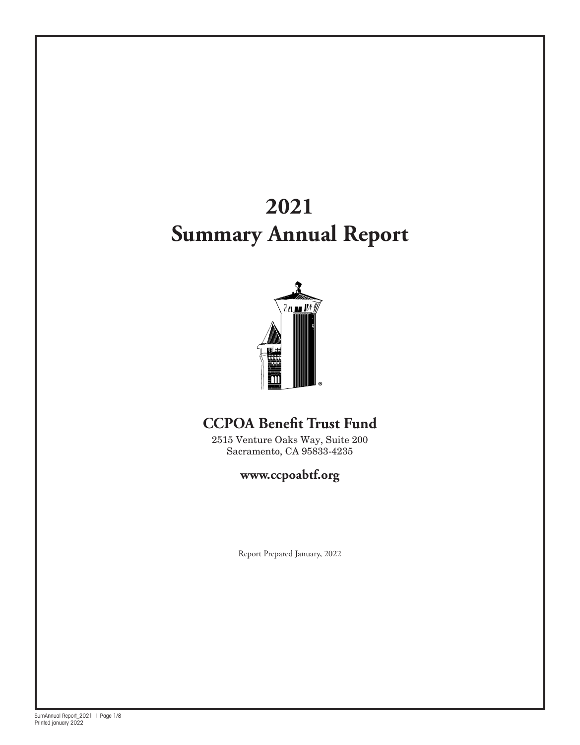# 2021
# Summary Annual Report

## CCPOA Benefit Trust Fund

2515 Venture Oaks Way, Suite 200
Sacramento, CA 95833-4235

**www.ccpoabtf.org**

Report Prepared January, 2022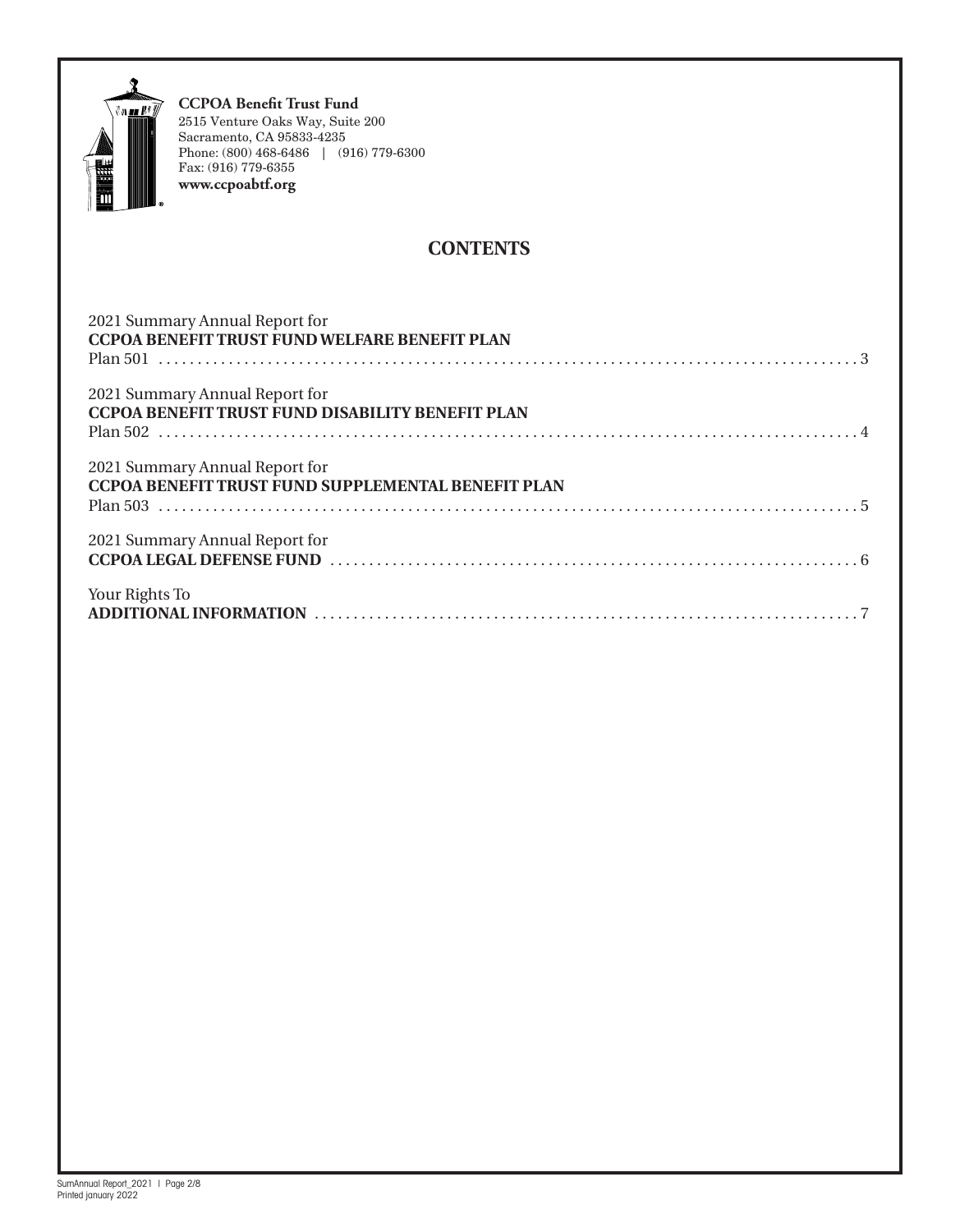**CCPOA Benefit Trust Fund**
2515 Venture Oaks Way, Suite 200
Sacramento, CA 95833-4235
Phone: (800) 468-6486 | (916) 779-6300
Fax: (916) 779-6355
**www.ccpoabtf.org**

## CONTENTS

2021 Summary Annual Report for
**CCPOA BENEFIT TRUST FUND WELFARE BENEFIT PLAN**
Plan 501 . . . . . . . . . . 3

2021 Summary Annual Report for
**CCPOA BENEFIT TRUST FUND DISABILITY BENEFIT PLAN**
Plan 502 . . . . . . . . . . 4

2021 Summary Annual Report for
**CCPOA BENEFIT TRUST FUND SUPPLEMENTAL BENEFIT PLAN**
Plan 503 . . . . . . . . . . 5

2021 Summary Annual Report for
**CCPOA LEGAL DEFENSE FUND** . . . . . . . . . . 6

Your Rights To
**ADDITIONAL INFORMATION** . . . . . . . . . . 7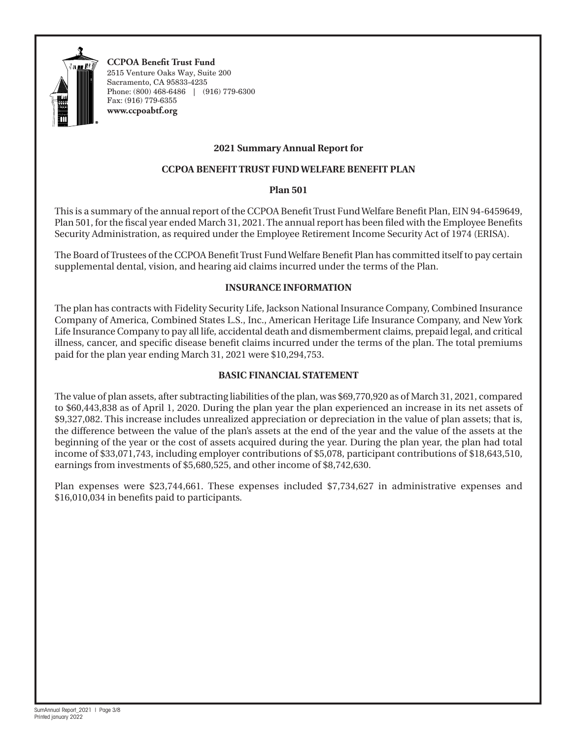**CCPOA Benefit Trust Fund**
2515 Venture Oaks Way, Suite 200
Sacramento, CA 95833-4235
Phone: (800) 468-6486 | (916) 779-6300
Fax: (916) 779-6355
**www.ccpoabtf.org**

## 2021 Summary Annual Report for

## CCPOA BENEFIT TRUST FUND WELFARE BENEFIT PLAN

## Plan 501

This is a summary of the annual report of the CCPOA Benefit Trust Fund Welfare Benefit Plan, EIN 94-6459649, Plan 501, for the fiscal year ended March 31, 2021. The annual report has been filed with the Employee Benefits Security Administration, as required under the Employee Retirement Income Security Act of 1974 (ERISA).

The Board of Trustees of the CCPOA Benefit Trust Fund Welfare Benefit Plan has committed itself to pay certain supplemental dental, vision, and hearing aid claims incurred under the terms of the Plan.

### INSURANCE INFORMATION

The plan has contracts with Fidelity Security Life, Jackson National Insurance Company, Combined Insurance Company of America, Combined States L.S., Inc., American Heritage Life Insurance Company, and New York Life Insurance Company to pay all life, accidental death and dismemberment claims, prepaid legal, and critical illness, cancer, and specific disease benefit claims incurred under the terms of the plan. The total premiums paid for the plan year ending March 31, 2021 were $10,294,753.

### BASIC FINANCIAL STATEMENT

The value of plan assets, after subtracting liabilities of the plan, was $69,770,920 as of March 31, 2021, compared to $60,443,838 as of April 1, 2020. During the plan year the plan experienced an increase in its net assets of $9,327,082. This increase includes unrealized appreciation or depreciation in the value of plan assets; that is, the difference between the value of the plan's assets at the end of the year and the value of the assets at the beginning of the year or the cost of assets acquired during the year. During the plan year, the plan had total income of $33,071,743, including employer contributions of $5,078, participant contributions of $18,643,510, earnings from investments of $5,680,525, and other income of $8,742,630.

Plan expenses were $23,744,661. These expenses included $7,734,627 in administrative expenses and $16,010,034 in benefits paid to participants.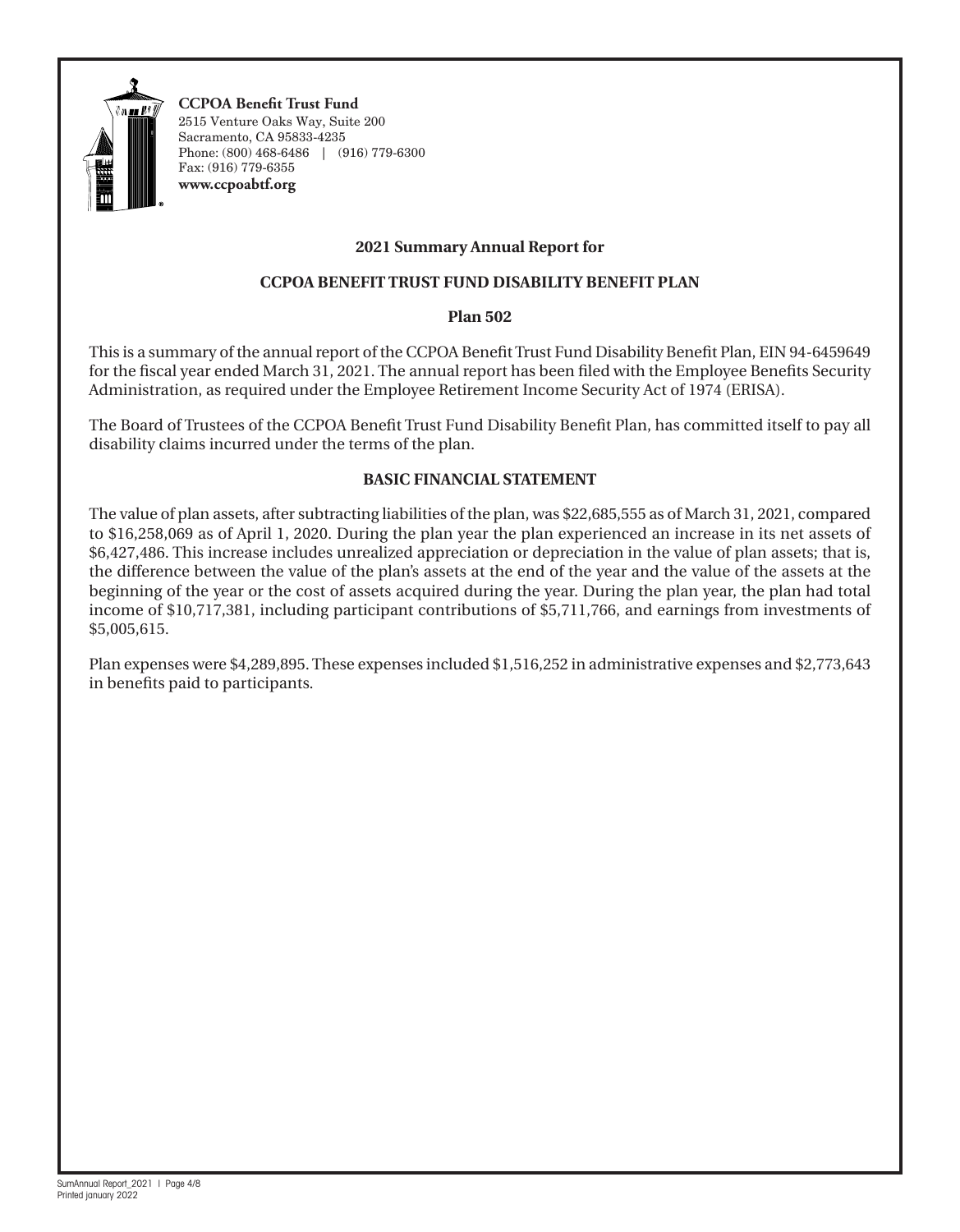**CCPOA Benefit Trust Fund**
2515 Venture Oaks Way, Suite 200
Sacramento, CA 95833-4235
Phone: (800) 468-6486 | (916) 779-6300
Fax: (916) 779-6355
**www.ccpoabtf.org**

## 2021 Summary Annual Report for

## CCPOA BENEFIT TRUST FUND DISABILITY BENEFIT PLAN

## Plan 502

This is a summary of the annual report of the CCPOA Benefit Trust Fund Disability Benefit Plan, EIN 94-6459649 for the fiscal year ended March 31, 2021. The annual report has been filed with the Employee Benefits Security Administration, as required under the Employee Retirement Income Security Act of 1974 (ERISA).

The Board of Trustees of the CCPOA Benefit Trust Fund Disability Benefit Plan, has committed itself to pay all disability claims incurred under the terms of the plan.

### BASIC FINANCIAL STATEMENT

The value of plan assets, after subtracting liabilities of the plan, was $22,685,555 as of March 31, 2021, compared to $16,258,069 as of April 1, 2020. During the plan year the plan experienced an increase in its net assets of $6,427,486. This increase includes unrealized appreciation or depreciation in the value of plan assets; that is, the difference between the value of the plan's assets at the end of the year and the value of the assets at the beginning of the year or the cost of assets acquired during the year. During the plan year, the plan had total income of $10,717,381, including participant contributions of $5,711,766, and earnings from investments of $5,005,615.

Plan expenses were $4,289,895. These expenses included $1,516,252 in administrative expenses and $2,773,643 in benefits paid to participants.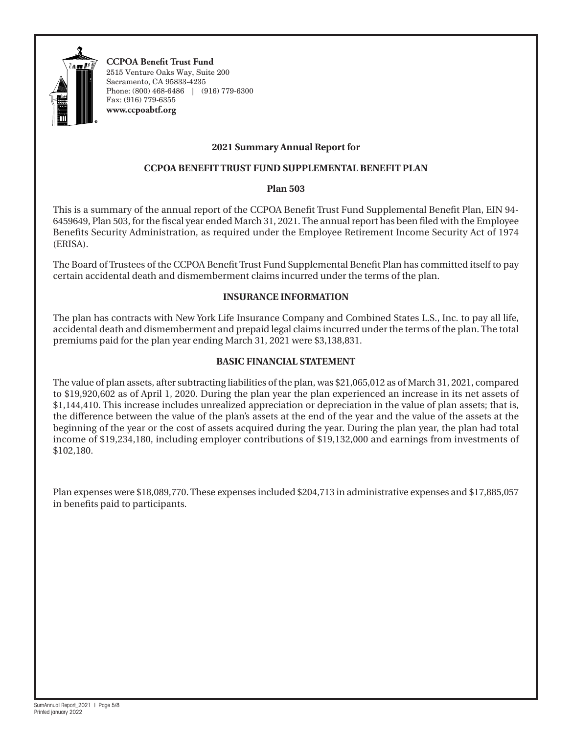**CCPOA Benefit Trust Fund**
2515 Venture Oaks Way, Suite 200
Sacramento, CA 95833-4235
Phone: (800) 468-6486 | (916) 779-6300
Fax: (916) 779-6355
**www.ccpoabtf.org**

## 2021 Summary Annual Report for

## CCPOA BENEFIT TRUST FUND SUPPLEMENTAL BENEFIT PLAN

## Plan 503

This is a summary of the annual report of the CCPOA Benefit Trust Fund Supplemental Benefit Plan, EIN 94-6459649, Plan 503, for the fiscal year ended March 31, 2021. The annual report has been filed with the Employee Benefits Security Administration, as required under the Employee Retirement Income Security Act of 1974 (ERISA).

The Board of Trustees of the CCPOA Benefit Trust Fund Supplemental Benefit Plan has committed itself to pay certain accidental death and dismemberment claims incurred under the terms of the plan.

### INSURANCE INFORMATION

The plan has contracts with New York Life Insurance Company and Combined States L.S., Inc. to pay all life, accidental death and dismemberment and prepaid legal claims incurred under the terms of the plan. The total premiums paid for the plan year ending March 31, 2021 were $3,138,831.

### BASIC FINANCIAL STATEMENT

The value of plan assets, after subtracting liabilities of the plan, was $21,065,012 as of March 31, 2021, compared to $19,920,602 as of April 1, 2020. During the plan year the plan experienced an increase in its net assets of $1,144,410. This increase includes unrealized appreciation or depreciation in the value of plan assets; that is, the difference between the value of the plan's assets at the end of the year and the value of the assets at the beginning of the year or the cost of assets acquired during the year. During the plan year, the plan had total income of $19,234,180, including employer contributions of $19,132,000 and earnings from investments of $102,180.

Plan expenses were $18,089,770. These expenses included $204,713 in administrative expenses and $17,885,057 in benefits paid to participants.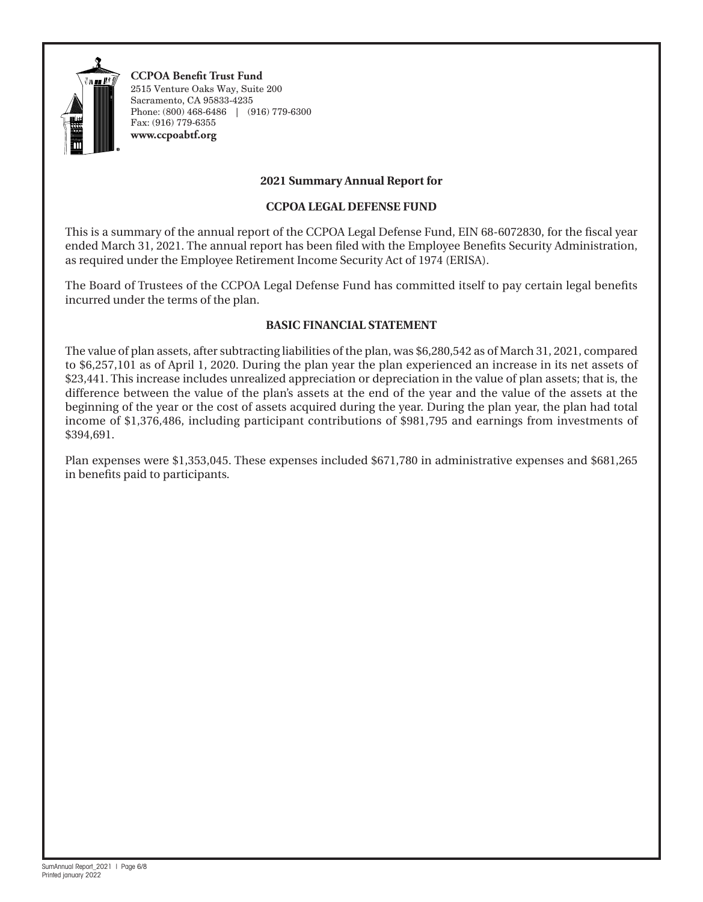**CCPOA Benefit Trust Fund**
2515 Venture Oaks Way, Suite 200
Sacramento, CA 95833-4235
Phone: (800) 468-6486 | (916) 779-6300
Fax: (916) 779-6355
**www.ccpoabtf.org**

## 2021 Summary Annual Report for

## CCPOA LEGAL DEFENSE FUND

This is a summary of the annual report of the CCPOA Legal Defense Fund, EIN 68-6072830, for the fiscal year ended March 31, 2021. The annual report has been filed with the Employee Benefits Security Administration, as required under the Employee Retirement Income Security Act of 1974 (ERISA).

The Board of Trustees of the CCPOA Legal Defense Fund has committed itself to pay certain legal benefits incurred under the terms of the plan.

### BASIC FINANCIAL STATEMENT

The value of plan assets, after subtracting liabilities of the plan, was $6,280,542 as of March 31, 2021, compared to $6,257,101 as of April 1, 2020. During the plan year the plan experienced an increase in its net assets of $23,441. This increase includes unrealized appreciation or depreciation in the value of plan assets; that is, the difference between the value of the plan's assets at the end of the year and the value of the assets at the beginning of the year or the cost of assets acquired during the year. During the plan year, the plan had total income of $1,376,486, including participant contributions of $981,795 and earnings from investments of $394,691.

Plan expenses were $1,353,045. These expenses included $671,780 in administrative expenses and $681,265 in benefits paid to participants.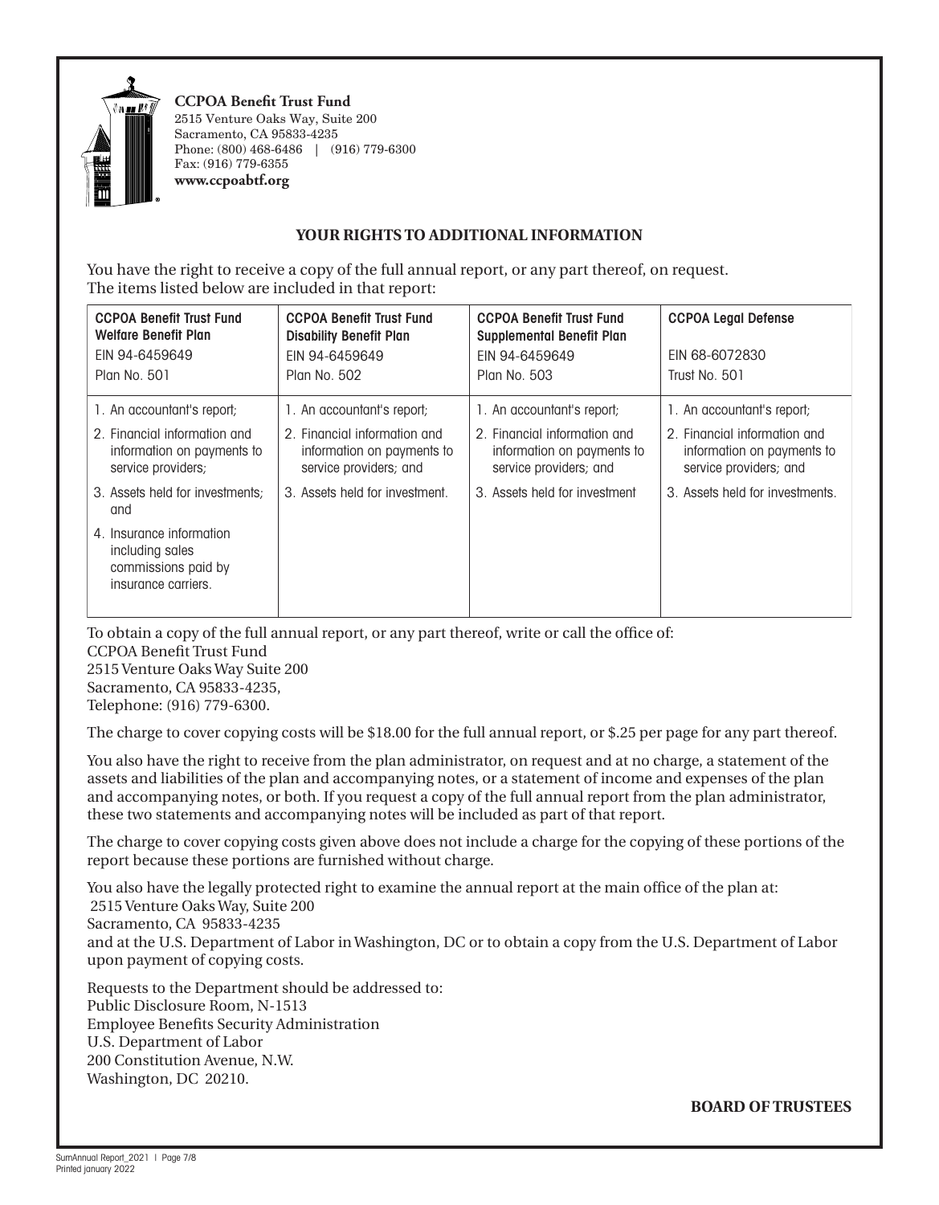**CCPOA Benefit Trust Fund**
2515 Venture Oaks Way, Suite 200
Sacramento, CA 95833-4235
Phone: (800) 468-6486 | (916) 779-6300
Fax: (916) 779-6355
**www.ccpoabtf.org**

## YOUR RIGHTS TO ADDITIONAL INFORMATION

You have the right to receive a copy of the full annual report, or any part thereof, on request.
The items listed below are included in that report:

| **CCPOA Benefit Trust Fund Welfare Benefit Plan**<br>EIN 94-6459649<br>Plan No. 501 | **CCPOA Benefit Trust Fund Disability Benefit Plan**<br>EIN 94-6459649<br>Plan No. 502 | **CCPOA Benefit Trust Fund Supplemental Benefit Plan**<br>EIN 94-6459649<br>Plan No. 503 | **CCPOA Legal Defense**<br>EIN 68-6072830<br>Trust No. 501 |
|---|---|---|---|
| 1. An accountant's report;<br>2. Financial information and information on payments to service providers;<br>3. Assets held for investments; and<br>4. Insurance information including sales commissions paid by insurance carriers. | 1. An accountant's report;<br>2. Financial information and information on payments to service providers; and<br>3. Assets held for investment. | 1. An accountant's report;<br>2. Financial information and information on payments to service providers; and<br>3. Assets held for investment | 1. An accountant's report;<br>2. Financial information and information on payments to service providers; and<br>3. Assets held for investments. |

To obtain a copy of the full annual report, or any part thereof, write or call the office of:
CCPOA Benefit Trust Fund
2515 Venture Oaks Way Suite 200
Sacramento, CA 95833-4235,
Telephone: (916) 779-6300.

The charge to cover copying costs will be $18.00 for the full annual report, or $.25 per page for any part thereof.

You also have the right to receive from the plan administrator, on request and at no charge, a statement of the assets and liabilities of the plan and accompanying notes, or a statement of income and expenses of the plan and accompanying notes, or both. If you request a copy of the full annual report from the plan administrator, these two statements and accompanying notes will be included as part of that report.

The charge to cover copying costs given above does not include a charge for the copying of these portions of the report because these portions are furnished without charge.

You also have the legally protected right to examine the annual report at the main office of the plan at:
2515 Venture Oaks Way, Suite 200
Sacramento, CA 95833-4235
and at the U.S. Department of Labor in Washington, DC or to obtain a copy from the U.S. Department of Labor upon payment of copying costs.

Requests to the Department should be addressed to:
Public Disclosure Room, N-1513
Employee Benefits Security Administration
U.S. Department of Labor
200 Constitution Avenue, N.W.
Washington, DC 20210.

**BOARD OF TRUSTEES**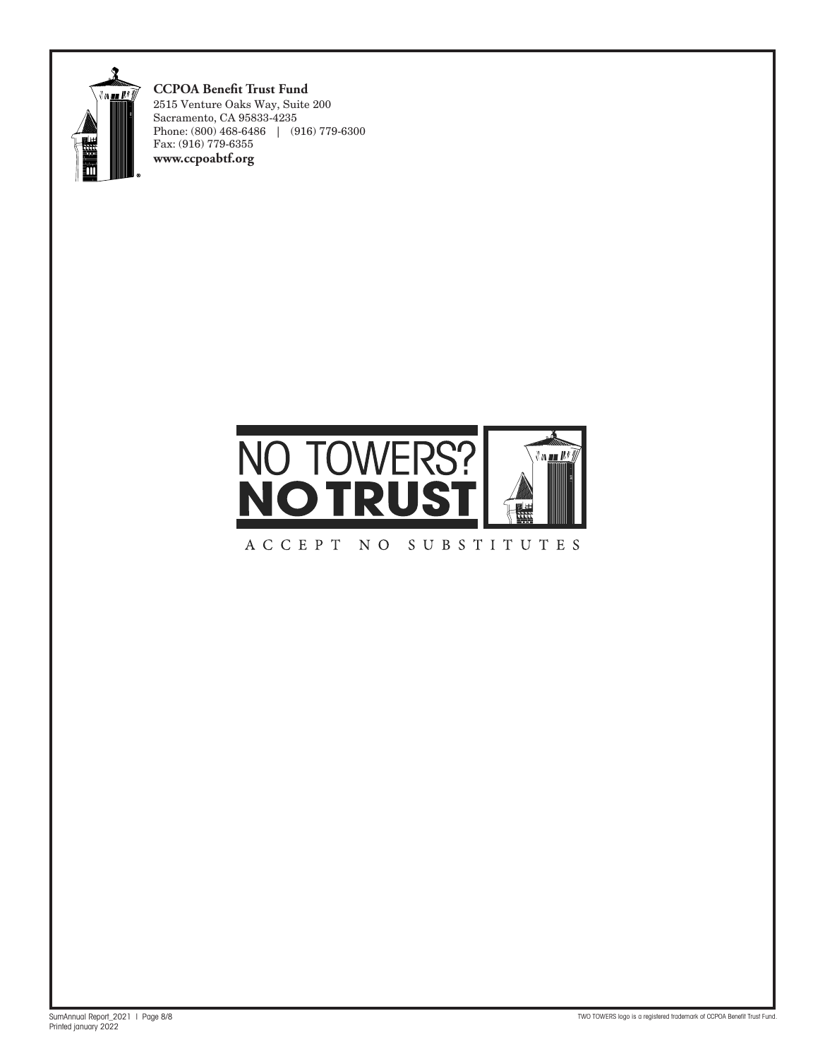**CCPOA Benefit Trust Fund**
2515 Venture Oaks Way, Suite 200
Sacramento, CA 95833-4235
Phone: (800) 468-6486 | (916) 779-6300
Fax: (916) 779-6355
**www.ccpoabtf.org**

NO TOWERS?
**NO TRUST**

ACCEPT NO SUBSTITUTES

TWO TOWERS logo is a registered trademark of CCPOA Benefit Trust Fund.

Printed january 2022